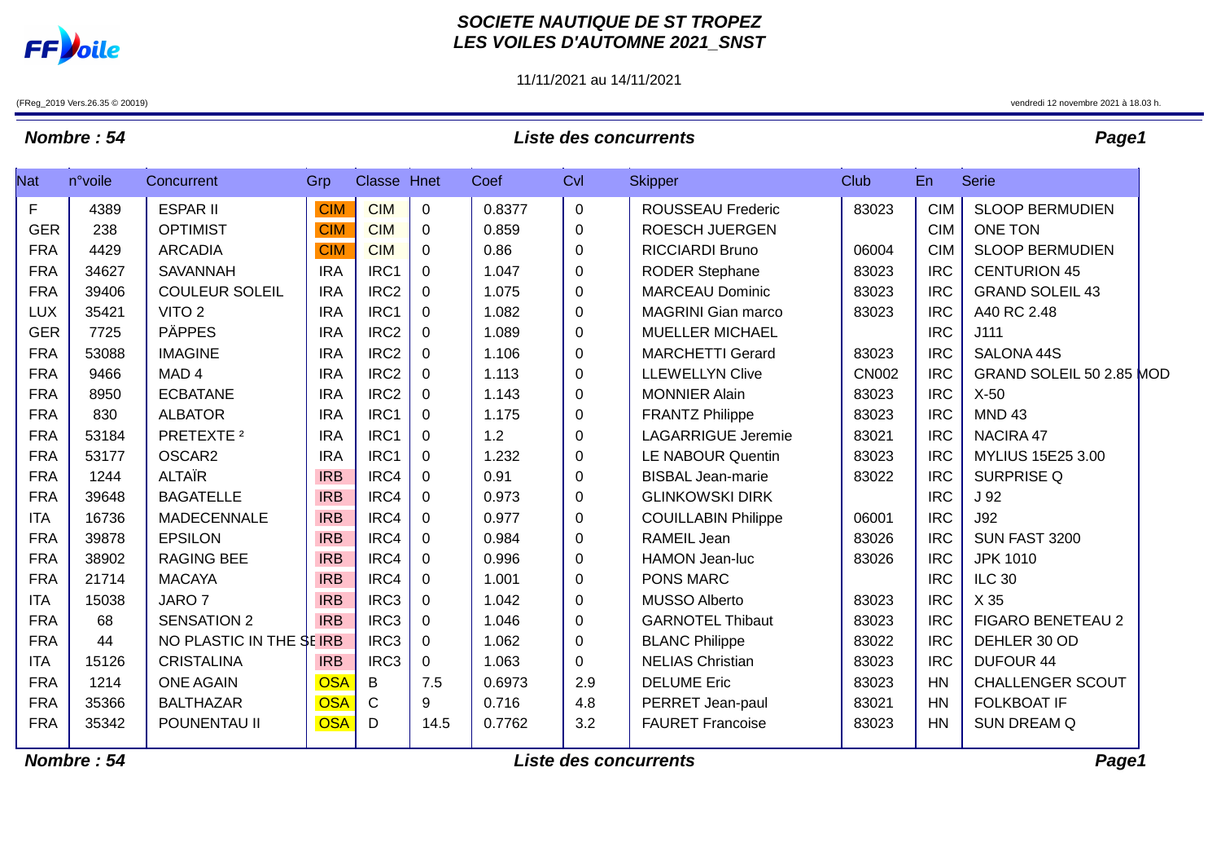# SOCIETE NAUTIQUE DE ST TROPEZ
# LES VOILES D'AUTOMNE 2021_SNST

11/11/2021 au 14/11/2021

(FReg_2019 Vers.26.35 © 20019)

vendredi 12 novembre 2021 à 18.03 h.

***Nombre : 54*** — ***Liste des concurrents*** — ***Page1***

| Nat | n°voile | Concurrent | Grp | Classe | Hnet | Coef | Cvl | Skipper | Club | En | Serie |
|---|---|---|---|---|---|---|---|---|---|---|---|
| F | 4389 | ESPAR II | CIM | CIM | 0 | 0.8377 | 0 | ROUSSEAU Frederic | 83023 | CIM | SLOOP BERMUDIEN |
| GER | 238 | OPTIMIST | CIM | CIM | 0 | 0.859 | 0 | ROESCH JUERGEN | | CIM | ONE TON |
| FRA | 4429 | ARCADIA | CIM | CIM | 0 | 0.86 | 0 | RICCIARDI Bruno | 06004 | CIM | SLOOP BERMUDIEN |
| FRA | 34627 | SAVANNAH | IRA | IRC1 | 0 | 1.047 | 0 | RODER Stephane | 83023 | IRC | CENTURION 45 |
| FRA | 39406 | COULEUR SOLEIL | IRA | IRC2 | 0 | 1.075 | 0 | MARCEAU Dominic | 83023 | IRC | GRAND SOLEIL 43 |
| LUX | 35421 | VITO 2 | IRA | IRC1 | 0 | 1.082 | 0 | MAGRINI Gian marco | 83023 | IRC | A40 RC 2.48 |
| GER | 7725 | PÄPPES | IRA | IRC2 | 0 | 1.089 | 0 | MUELLER MICHAEL | | IRC | J111 |
| FRA | 53088 | IMAGINE | IRA | IRC2 | 0 | 1.106 | 0 | MARCHETTI Gerard | 83023 | IRC | SALONA 44S |
| FRA | 9466 | MAD 4 | IRA | IRC2 | 0 | 1.113 | 0 | LLEWELLYN Clive | CN002 | IRC | GRAND SOLEIL 50 2.85 MOD |
| FRA | 8950 | ECBATANE | IRA | IRC2 | 0 | 1.143 | 0 | MONNIER Alain | 83023 | IRC | X-50 |
| FRA | 830 | ALBATOR | IRA | IRC1 | 0 | 1.175 | 0 | FRANTZ Philippe | 83023 | IRC | MND 43 |
| FRA | 53184 | PRETEXTE ² | IRA | IRC1 | 0 | 1.2 | 0 | LAGARRIGUE Jeremie | 83021 | IRC | NACIRA 47 |
| FRA | 53177 | OSCAR2 | IRA | IRC1 | 0 | 1.232 | 0 | LE NABOUR Quentin | 83023 | IRC | MYLIUS 15E25 3.00 |
| FRA | 1244 | ALTAÏR | IRB | IRC4 | 0 | 0.91 | 0 | BISBAL Jean-marie | 83022 | IRC | SURPRISE Q |
| FRA | 39648 | BAGATELLE | IRB | IRC4 | 0 | 0.973 | 0 | GLINKOWSKI DIRK | | IRC | J 92 |
| ITA | 16736 | MADECENNALE | IRB | IRC4 | 0 | 0.977 | 0 | COUILLABIN Philippe | 06001 | IRC | J92 |
| FRA | 39878 | EPSILON | IRB | IRC4 | 0 | 0.984 | 0 | RAMEIL Jean | 83026 | IRC | SUN FAST 3200 |
| FRA | 38902 | RAGING BEE | IRB | IRC4 | 0 | 0.996 | 0 | HAMON Jean-luc | 83026 | IRC | JPK 1010 |
| FRA | 21714 | MACAYA | IRB | IRC4 | 0 | 1.001 | 0 | PONS MARC | | IRC | ILC 30 |
| ITA | 15038 | JARO 7 | IRB | IRC3 | 0 | 1.042 | 0 | MUSSO Alberto | 83023 | IRC | X 35 |
| FRA | 68 | SENSATION 2 | IRB | IRC3 | 0 | 1.046 | 0 | GARNOTEL Thibaut | 83023 | IRC | FIGARO BENETEAU 2 |
| FRA | 44 | NO PLASTIC IN THE SE | IRB | IRC3 | 0 | 1.062 | 0 | BLANC Philippe | 83022 | IRC | DEHLER 30 OD |
| ITA | 15126 | CRISTALINA | IRB | IRC3 | 0 | 1.063 | 0 | NELIAS Christian | 83023 | IRC | DUFOUR 44 |
| FRA | 1214 | ONE AGAIN | OSA | B | 7.5 | 0.6973 | 2.9 | DELUME Eric | 83023 | HN | CHALLENGER SCOUT |
| FRA | 35366 | BALTHAZAR | OSA | C | 9 | 0.716 | 4.8 | PERRET Jean-paul | 83021 | HN | FOLKBOAT IF |
| FRA | 35342 | POUNENTAU II | OSA | D | 14.5 | 0.7762 | 3.2 | FAURET Francoise | 83023 | HN | SUN DREAM Q |

***Nombre : 54*** — ***Liste des concurrents*** — ***Page1***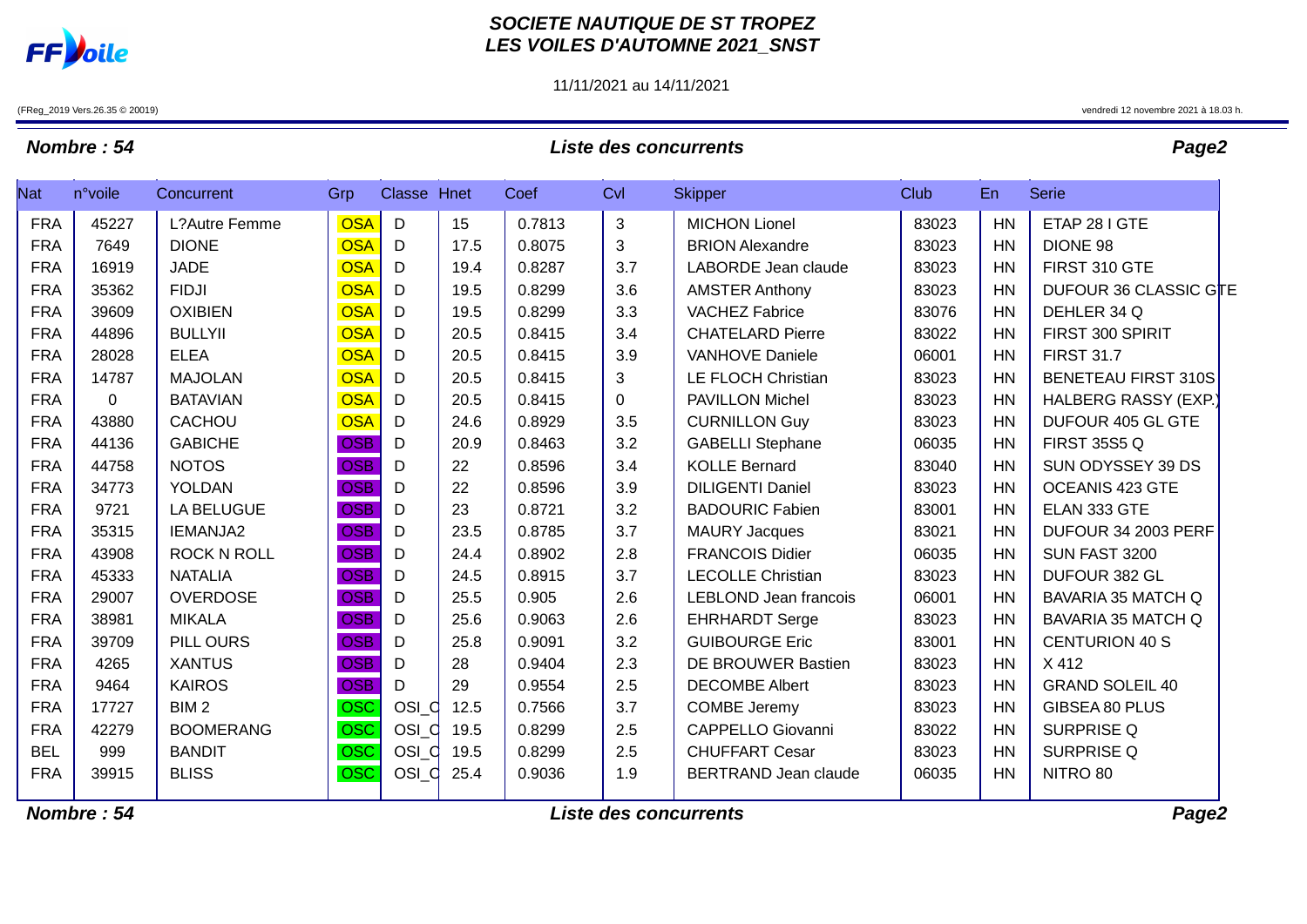# SOCIETE NAUTIQUE DE ST TROPEZ
# LES VOILES D'AUTOMNE 2021_SNST

11/11/2021 au 14/11/2021

(FReg_2019 Vers.26.35 © 20019)

vendredi 12 novembre 2021 à 18.03 h.

***Nombre : 54*** — ***Liste des concurrents***

| Nat | n°voile | Concurrent | Grp | Classe | Hnet | Coef | Cvl | Skipper | Club | En | Serie |
|---|---|---|---|---|---|---|---|---|---|---|---|
| FRA | 45227 | L?Autre Femme | OSA | D | 15 | 0.7813 | 3 | MICHON Lionel | 83023 | HN | ETAP 28 I GTE |
| FRA | 7649 | DIONE | OSA | D | 17.5 | 0.8075 | 3 | BRION Alexandre | 83023 | HN | DIONE 98 |
| FRA | 16919 | JADE | OSA | D | 19.4 | 0.8287 | 3.7 | LABORDE Jean claude | 83023 | HN | FIRST 310 GTE |
| FRA | 35362 | FIDJI | OSA | D | 19.5 | 0.8299 | 3.6 | AMSTER Anthony | 83023 | HN | DUFOUR 36 CLASSIC GTE |
| FRA | 39609 | OXIBIEN | OSA | D | 19.5 | 0.8299 | 3.3 | VACHEZ Fabrice | 83076 | HN | DEHLER 34 Q |
| FRA | 44896 | BULLYII | OSA | D | 20.5 | 0.8415 | 3.4 | CHATELARD Pierre | 83022 | HN | FIRST 300 SPIRIT |
| FRA | 28028 | ELEA | OSA | D | 20.5 | 0.8415 | 3.9 | VANHOVE Daniele | 06001 | HN | FIRST 31.7 |
| FRA | 14787 | MAJOLAN | OSA | D | 20.5 | 0.8415 | 3 | LE FLOCH Christian | 83023 | HN | BENETEAU FIRST 310S |
| FRA | 0 | BATAVIAN | OSA | D | 20.5 | 0.8415 | 0 | PAVILLON Michel | 83023 | HN | HALBERG RASSY (EXP.) |
| FRA | 43880 | CACHOU | OSA | D | 24.6 | 0.8929 | 3.5 | CURNILLON Guy | 83023 | HN | DUFOUR 405 GL GTE |
| FRA | 44136 | GABICHE | OSB | D | 20.9 | 0.8463 | 3.2 | GABELLI Stephane | 06035 | HN | FIRST 35S5 Q |
| FRA | 44758 | NOTOS | OSB | D | 22 | 0.8596 | 3.4 | KOLLE Bernard | 83040 | HN | SUN ODYSSEY 39 DS |
| FRA | 34773 | YOLDAN | OSB | D | 22 | 0.8596 | 3.9 | DILIGENTI Daniel | 83023 | HN | OCEANIS 423 GTE |
| FRA | 9721 | LA BELUGUE | OSB | D | 23 | 0.8721 | 3.2 | BADOURIC Fabien | 83001 | HN | ELAN 333 GTE |
| FRA | 35315 | IEMANJA2 | OSB | D | 23.5 | 0.8785 | 3.7 | MAURY Jacques | 83021 | HN | DUFOUR 34 2003 PERF |
| FRA | 43908 | ROCK N ROLL | OSB | D | 24.4 | 0.8902 | 2.8 | FRANCOIS Didier | 06035 | HN | SUN FAST 3200 |
| FRA | 45333 | NATALIA | OSB | D | 24.5 | 0.8915 | 3.7 | LECOLLE Christian | 83023 | HN | DUFOUR 382 GL |
| FRA | 29007 | OVERDOSE | OSB | D | 25.5 | 0.905 | 2.6 | LEBLOND Jean francois | 06001 | HN | BAVARIA 35 MATCH Q |
| FRA | 38981 | MIKALA | OSB | D | 25.6 | 0.9063 | 2.6 | EHRHARDT Serge | 83023 | HN | BAVARIA 35 MATCH Q |
| FRA | 39709 | PILL OURS | OSB | D | 25.8 | 0.9091 | 3.2 | GUIBOURGE Eric | 83001 | HN | CENTURION 40 S |
| FRA | 4265 | XANTUS | OSB | D | 28 | 0.9404 | 2.3 | DE BROUWER Bastien | 83023 | HN | X 412 |
| FRA | 9464 | KAIROS | OSB | D | 29 | 0.9554 | 2.5 | DECOMBE Albert | 83023 | HN | GRAND SOLEIL 40 |
| FRA | 17727 | BIM 2 | OSC | OSI_C | 12.5 | 0.7566 | 3.7 | COMBE Jeremy | 83023 | HN | GIBSEA 80 PLUS |
| FRA | 42279 | BOOMERANG | OSC | OSI_C | 19.5 | 0.8299 | 2.5 | CAPPELLO Giovanni | 83022 | HN | SURPRISE Q |
| BEL | 999 | BANDIT | OSC | OSI_C | 19.5 | 0.8299 | 2.5 | CHUFFART Cesar | 83023 | HN | SURPRISE Q |
| FRA | 39915 | BLISS | OSC | OSI_C | 25.4 | 0.9036 | 1.9 | BERTRAND Jean claude | 06035 | HN | NITRO 80 |

***Nombre : 54*** — ***Liste des concurrents***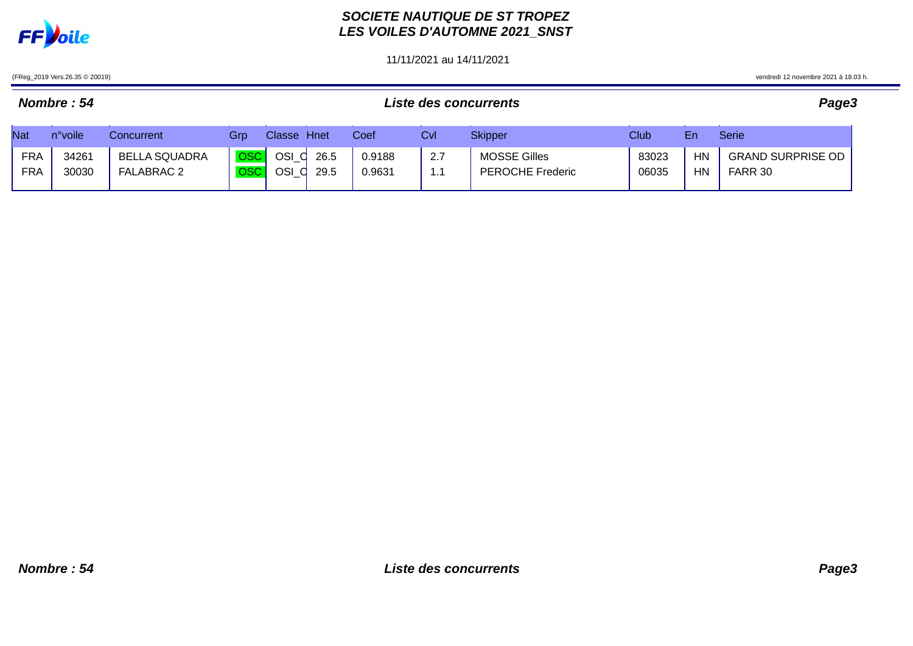# SOCIETE NAUTIQUE DE ST TROPEZ
# LES VOILES D'AUTOMNE 2021_SNST

11/11/2021 au 14/11/2021

(FReg_2019 Vers.26.35 © 20019)

vendredi 12 novembre 2021 à 18.03 h.

***Nombre : 54*** ***Liste des concurrents***

| Nat | n°voile | Concurrent | Grp | Classe | Hnet | Coef | Cvl | Skipper | Club | En | Serie |
|---|---|---|---|---|---|---|---|---|---|---|---|
| FRA | 34261 | BELLA SQUADRA | OSC | OSI_C | 26.5 | 0.9188 | 2.7 | MOSSE Gilles | 83023 | HN | GRAND SURPRISE OD |
| FRA | 30030 | FALABRAC 2 | OSC | OSI_C | 29.5 | 0.9631 | 1.1 | PEROCHE Frederic | 06035 | HN | FARR 30 |